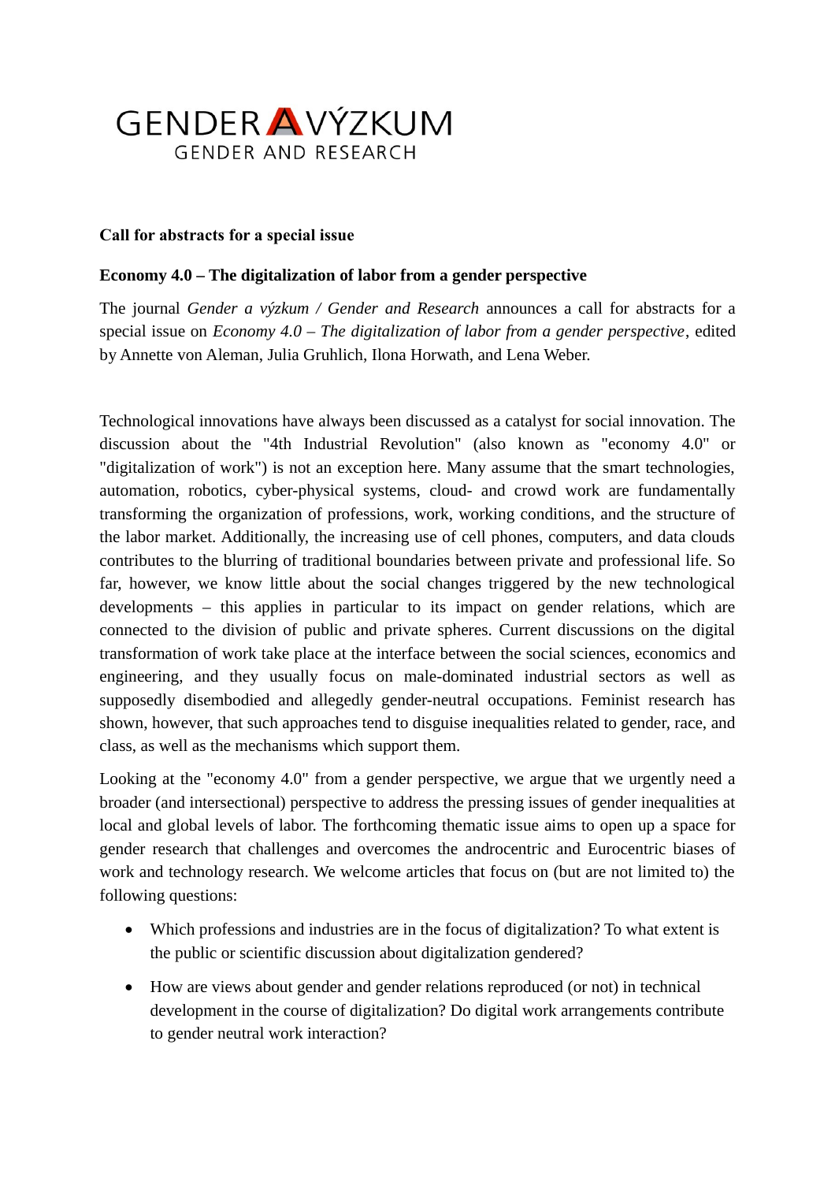GENDER A VÝZKUM
GENDER AND RESEARCH

**Call for abstracts for a special issue**

**Economy 4.0 – The digitalization of labor from a gender perspective**

The journal *Gender a výzkum / Gender and Research* announces a call for abstracts for a special issue on *Economy 4.0 – The digitalization of labor from a gender perspective*, edited by Annette von Aleman, Julia Gruhlich, Ilona Horwath, and Lena Weber.

Technological innovations have always been discussed as a catalyst for social innovation. The discussion about the "4th Industrial Revolution" (also known as "economy 4.0" or "digitalization of work") is not an exception here. Many assume that the smart technologies, automation, robotics, cyber-physical systems, cloud- and crowd work are fundamentally transforming the organization of professions, work, working conditions, and the structure of the labor market. Additionally, the increasing use of cell phones, computers, and data clouds contributes to the blurring of traditional boundaries between private and professional life. So far, however, we know little about the social changes triggered by the new technological developments – this applies in particular to its impact on gender relations, which are connected to the division of public and private spheres. Current discussions on the digital transformation of work take place at the interface between the social sciences, economics and engineering, and they usually focus on male-dominated industrial sectors as well as supposedly disembodied and allegedly gender-neutral occupations. Feminist research has shown, however, that such approaches tend to disguise inequalities related to gender, race, and class, as well as the mechanisms which support them.

Looking at the "economy 4.0" from a gender perspective, we argue that we urgently need a broader (and intersectional) perspective to address the pressing issues of gender inequalities at local and global levels of labor. The forthcoming thematic issue aims to open up a space for gender research that challenges and overcomes the androcentric and Eurocentric biases of work and technology research. We welcome articles that focus on (but are not limited to) the following questions:

- Which professions and industries are in the focus of digitalization? To what extent is the public or scientific discussion about digitalization gendered?
- How are views about gender and gender relations reproduced (or not) in technical development in the course of digitalization? Do digital work arrangements contribute to gender neutral work interaction?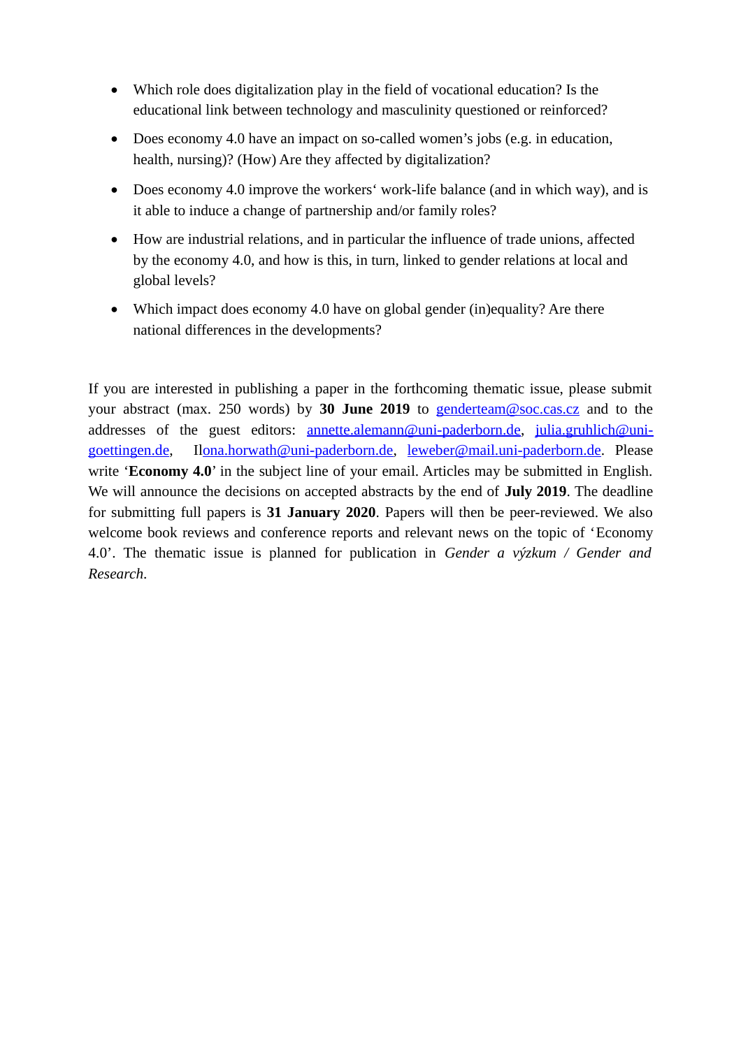- Which role does digitalization play in the field of vocational education? Is the educational link between technology and masculinity questioned or reinforced?
- Does economy 4.0 have an impact on so-called women's jobs (e.g. in education, health, nursing)? (How) Are they affected by digitalization?
- Does economy 4.0 improve the workers‘ work-life balance (and in which way), and is it able to induce a change of partnership and/or family roles?
- How are industrial relations, and in particular the influence of trade unions, affected by the economy 4.0, and how is this, in turn, linked to gender relations at local and global levels?
- Which impact does economy 4.0 have on global gender (in)equality? Are there national differences in the developments?

If you are interested in publishing a paper in the forthcoming thematic issue, please submit your abstract (max. 250 words) by **30 June 2019** to genderteam@soc.cas.cz and to the addresses of the guest editors: annette.alemann@uni-paderborn.de, julia.gruhlich@uni-goettingen.de, Ilona.horwath@uni-paderborn.de, leweber@mail.uni-paderborn.de. Please write '**Economy 4.0**' in the subject line of your email. Articles may be submitted in English. We will announce the decisions on accepted abstracts by the end of **July 2019**. The deadline for submitting full papers is **31 January 2020**. Papers will then be peer-reviewed. We also welcome book reviews and conference reports and relevant news on the topic of 'Economy 4.0'. The thematic issue is planned for publication in *Gender a výzkum / Gender and Research*.